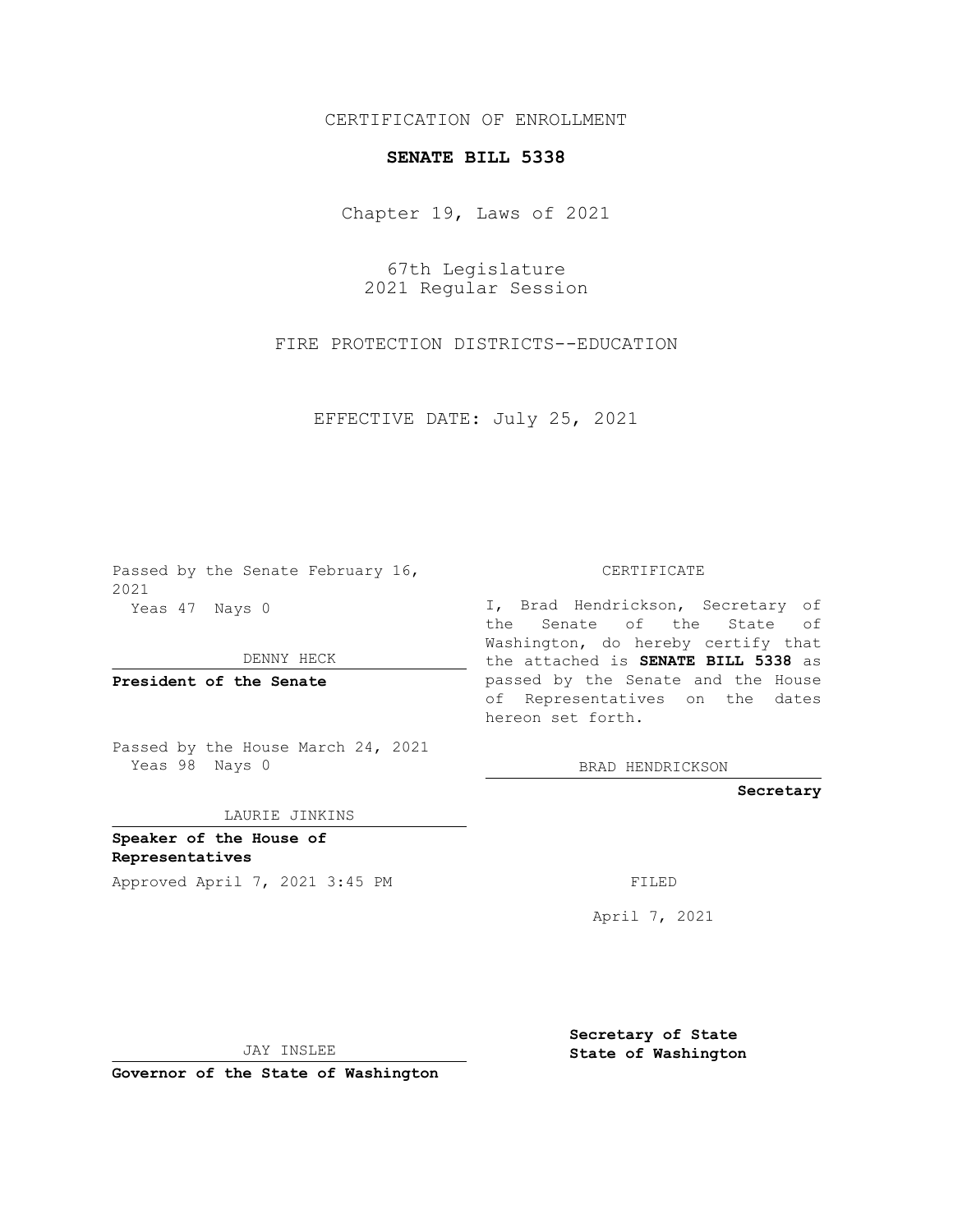CERTIFICATION OF ENROLLMENT

**SENATE BILL 5338**

Chapter 19, Laws of 2021

67th Legislature
2021 Regular Session

FIRE PROTECTION DISTRICTS--EDUCATION

EFFECTIVE DATE: July 25, 2021

Passed by the Senate February 16, 2021
Yeas 47 Nays 0

DENNY HECK

**President of the Senate**

Passed by the House March 24, 2021
Yeas 98 Nays 0

LAURIE JINKINS

**Speaker of the House of Representatives**

Approved April 7, 2021 3:45 PM

JAY INSLEE

**Governor of the State of Washington**

CERTIFICATE

I, Brad Hendrickson, Secretary of the Senate of the State of Washington, do hereby certify that the attached is **SENATE BILL 5338** as passed by the Senate and the House of Representatives on the dates hereon set forth.

BRAD HENDRICKSON

**Secretary**

FILED

April 7, 2021

**Secretary of State**
**State of Washington**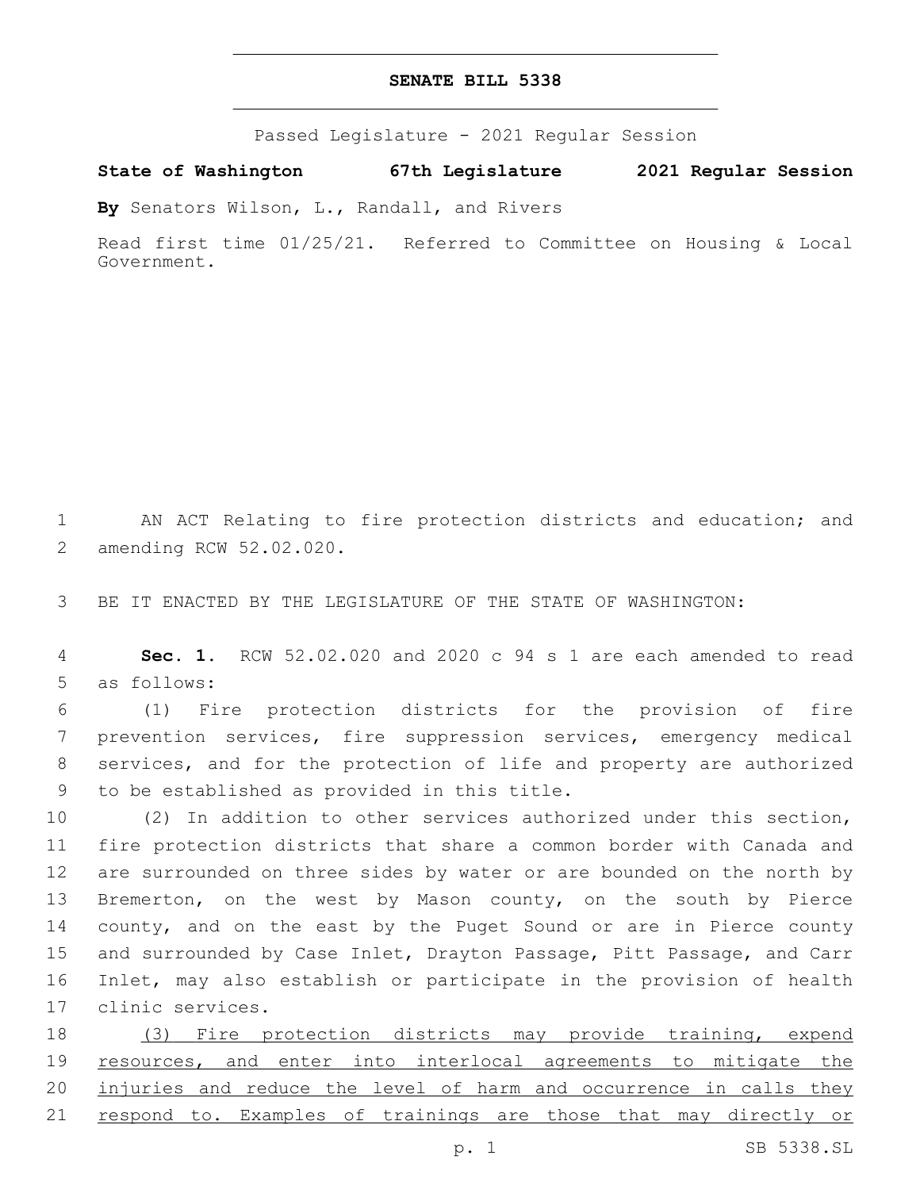# SENATE BILL 5338

Passed Legislature - 2021 Regular Session

**State of Washington 67th Legislature 2021 Regular Session**

**By** Senators Wilson, L., Randall, and Rivers

Read first time 01/25/21. Referred to Committee on Housing & Local Government.

AN ACT Relating to fire protection districts and education; and amending RCW 52.02.020.

BE IT ENACTED BY THE LEGISLATURE OF THE STATE OF WASHINGTON:

**Sec. 1.** RCW 52.02.020 and 2020 c 94 s 1 are each amended to read as follows:

(1) Fire protection districts for the provision of fire prevention services, fire suppression services, emergency medical services, and for the protection of life and property are authorized to be established as provided in this title.

(2) In addition to other services authorized under this section, fire protection districts that share a common border with Canada and are surrounded on three sides by water or are bounded on the north by Bremerton, on the west by Mason county, on the south by Pierce county, and on the east by the Puget Sound or are in Pierce county and surrounded by Case Inlet, Drayton Passage, Pitt Passage, and Carr Inlet, may also establish or participate in the provision of health clinic services.

(3) Fire protection districts may provide training, expend resources, and enter into interlocal agreements to mitigate the injuries and reduce the level of harm and occurrence in calls they respond to. Examples of trainings are those that may directly or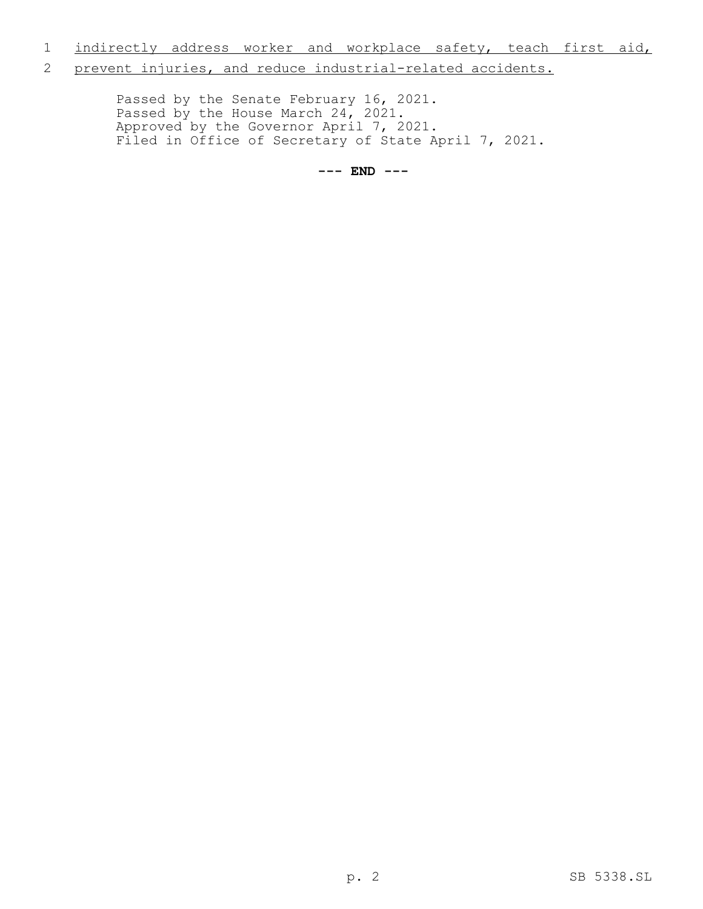<u>indirectly address worker and workplace safety, teach first aid, prevent injuries, and reduce industrial-related accidents.</u>

Passed by the Senate February 16, 2021.
Passed by the House March 24, 2021.
Approved by the Governor April 7, 2021.
Filed in Office of Secretary of State April 7, 2021.

**--- END ---**